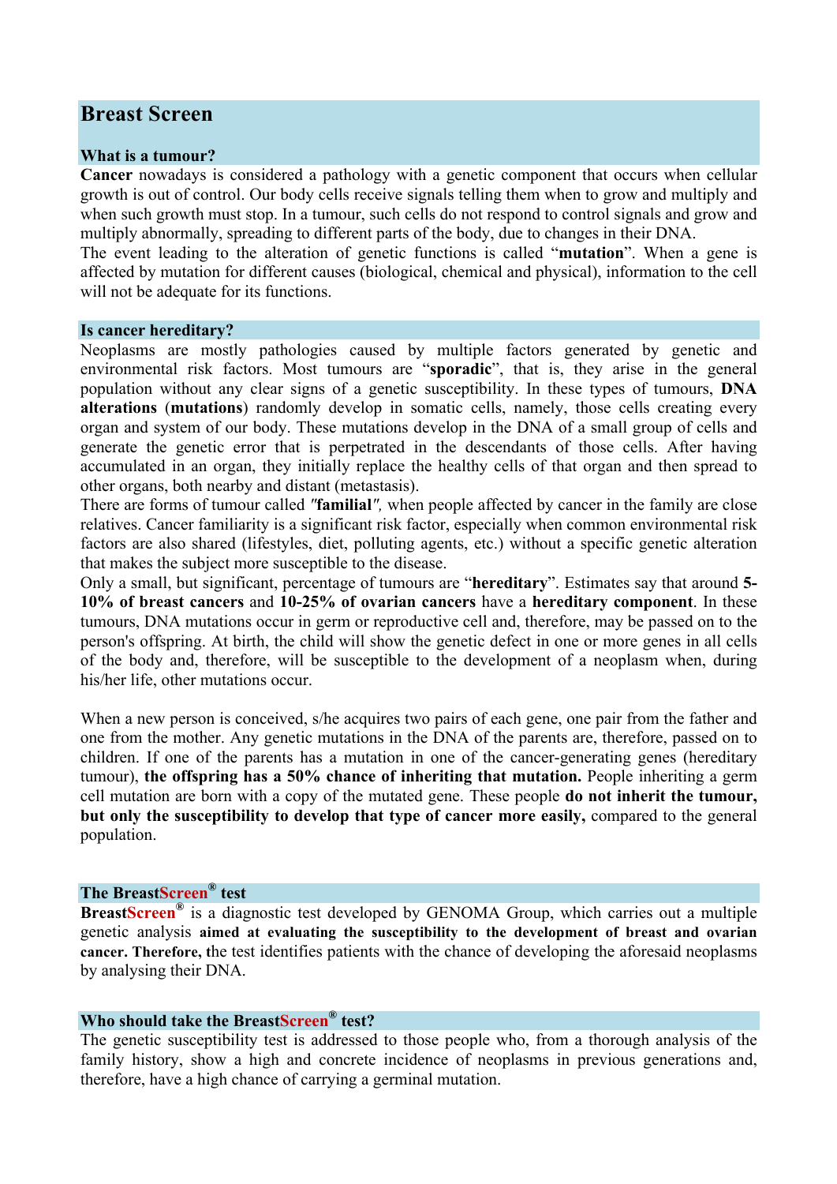# Breast Screen

## What is a tumour?

**Cancer** nowadays is considered a pathology with a genetic component that occurs when cellular growth is out of control. Our body cells receive signals telling them when to grow and multiply and when such growth must stop. In a tumour, such cells do not respond to control signals and grow and multiply abnormally, spreading to different parts of the body, due to changes in their DNA.
The event leading to the alteration of genetic functions is called "**mutation**". When a gene is affected by mutation for different causes (biological, chemical and physical), information to the cell will not be adequate for its functions.

## Is cancer hereditary?

Neoplasms are mostly pathologies caused by multiple factors generated by genetic and environmental risk factors. Most tumours are "**sporadic**", that is, they arise in the general population without any clear signs of a genetic susceptibility. In these types of tumours, **DNA alterations** (**mutations**) randomly develop in somatic cells, namely, those cells creating every organ and system of our body. These mutations develop in the DNA of a small group of cells and generate the genetic error that is perpetrated in the descendants of those cells. After having accumulated in an organ, they initially replace the healthy cells of that organ and then spread to other organs, both nearby and distant (metastasis).
There are forms of tumour called *"***familial***"*, when people affected by cancer in the family are close relatives. Cancer familiarity is a significant risk factor, especially when common environmental risk factors are also shared (lifestyles, diet, polluting agents, etc.) without a specific genetic alteration that makes the subject more susceptible to the disease.
Only a small, but significant, percentage of tumours are "**hereditary**". Estimates say that around **5-10% of breast cancers** and **10-25% of ovarian cancers** have a **hereditary component**. In these tumours, DNA mutations occur in germ or reproductive cell and, therefore, may be passed on to the person's offspring. At birth, the child will show the genetic defect in one or more genes in all cells of the body and, therefore, will be susceptible to the development of a neoplasm when, during his/her life, other mutations occur.

When a new person is conceived, s/he acquires two pairs of each gene, one pair from the father and one from the mother. Any genetic mutations in the DNA of the parents are, therefore, passed on to children. If one of the parents has a mutation in one of the cancer-generating genes (hereditary tumour), **the offspring has a 50% chance of inheriting that mutation.** People inheriting a germ cell mutation are born with a copy of the mutated gene. These people **do not inherit the tumour, but only the susceptibility to develop that type of cancer more easily,** compared to the general population.

## The BreastScreen® test

**BreastScreen®** is a diagnostic test developed by GENOMA Group, which carries out a multiple genetic analysis **aimed at evaluating the susceptibility to the development of breast and ovarian cancer. Therefore,** the test identifies patients with the chance of developing the aforesaid neoplasms by analysing their DNA.

## Who should take the BreastScreen® test?

The genetic susceptibility test is addressed to those people who, from a thorough analysis of the family history, show a high and concrete incidence of neoplasms in previous generations and, therefore, have a high chance of carrying a germinal mutation.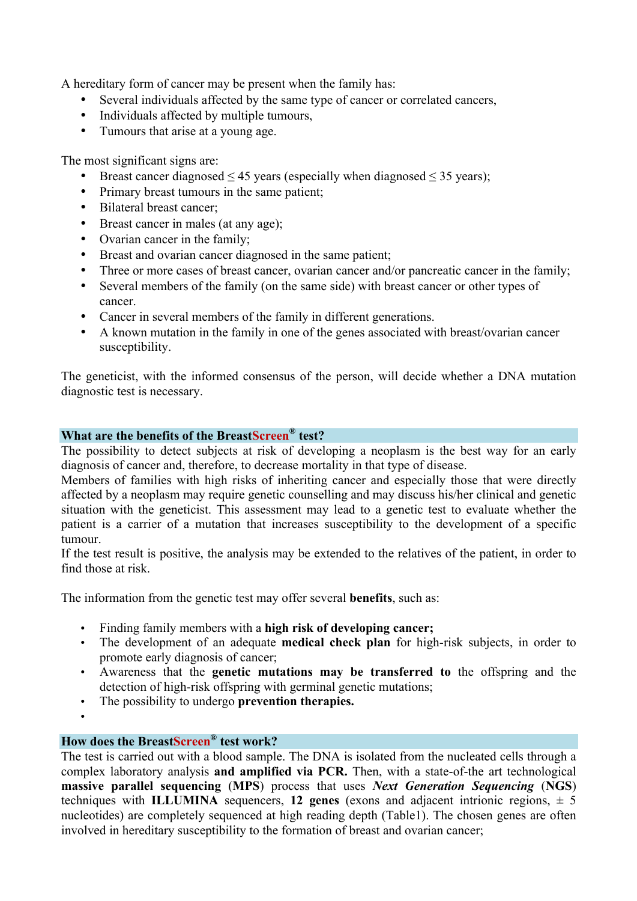A hereditary form of cancer may be present when the family has:

- Several individuals affected by the same type of cancer or correlated cancers,
- Individuals affected by multiple tumours,
- Tumours that arise at a young age.

The most significant signs are:

- Breast cancer diagnosed ≤ 45 years (especially when diagnosed ≤ 35 years);
- Primary breast tumours in the same patient;
- Bilateral breast cancer;
- Breast cancer in males (at any age);
- Ovarian cancer in the family;
- Breast and ovarian cancer diagnosed in the same patient;
- Three or more cases of breast cancer, ovarian cancer and/or pancreatic cancer in the family;
- Several members of the family (on the same side) with breast cancer or other types of cancer.
- Cancer in several members of the family in different generations.
- A known mutation in the family in one of the genes associated with breast/ovarian cancer susceptibility.

The geneticist, with the informed consensus of the person, will decide whether a DNA mutation diagnostic test is necessary.

## What are the benefits of the BreastScreen® test?

The possibility to detect subjects at risk of developing a neoplasm is the best way for an early diagnosis of cancer and, therefore, to decrease mortality in that type of disease.
Members of families with high risks of inheriting cancer and especially those that were directly affected by a neoplasm may require genetic counselling and may discuss his/her clinical and genetic situation with the geneticist. This assessment may lead to a genetic test to evaluate whether the patient is a carrier of a mutation that increases susceptibility to the development of a specific tumour.
If the test result is positive, the analysis may be extended to the relatives of the patient, in order to find those at risk.

The information from the genetic test may offer several **benefits**, such as:

- Finding family members with a **high risk of developing cancer;**
- The development of an adequate **medical check plan** for high-risk subjects, in order to promote early diagnosis of cancer;
- Awareness that the **genetic mutations may be transferred to** the offspring and the detection of high-risk offspring with germinal genetic mutations;
- The possibility to undergo **prevention therapies.**

## How does the BreastScreen® test work?

The test is carried out with a blood sample. The DNA is isolated from the nucleated cells through a complex laboratory analysis **and amplified via PCR.** Then, with a state-of-the art technological **massive parallel sequencing** (**MPS**) process that uses ***Next Generation Sequencing*** (**NGS**) techniques with **ILLUMINA** sequencers, **12 genes** (exons and adjacent intrionic regions, ± 5 nucleotides) are completely sequenced at high reading depth (Table1). The chosen genes are often involved in hereditary susceptibility to the formation of breast and ovarian cancer;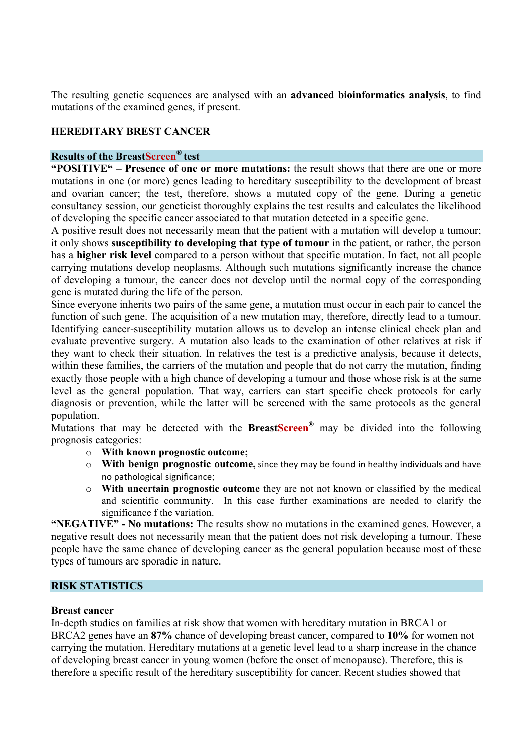The resulting genetic sequences are analysed with an **advanced bioinformatics analysis**, to find mutations of the examined genes, if present.

## HEREDITARY BREST CANCER

### Results of the BreastScreen® test

**"POSITIVE" – Presence of one or more mutations:** the result shows that there are one or more mutations in one (or more) genes leading to hereditary susceptibility to the development of breast and ovarian cancer; the test, therefore, shows a mutated copy of the gene. During a genetic consultancy session, our geneticist thoroughly explains the test results and calculates the likelihood of developing the specific cancer associated to that mutation detected in a specific gene.

A positive result does not necessarily mean that the patient with a mutation will develop a tumour; it only shows **susceptibility to developing that type of tumour** in the patient, or rather, the person has a **higher risk level** compared to a person without that specific mutation. In fact, not all people carrying mutations develop neoplasms. Although such mutations significantly increase the chance of developing a tumour, the cancer does not develop until the normal copy of the corresponding gene is mutated during the life of the person.

Since everyone inherits two pairs of the same gene, a mutation must occur in each pair to cancel the function of such gene. The acquisition of a new mutation may, therefore, directly lead to a tumour. Identifying cancer-susceptibility mutation allows us to develop an intense clinical check plan and evaluate preventive surgery. A mutation also leads to the examination of other relatives at risk if they want to check their situation. In relatives the test is a predictive analysis, because it detects, within these families, the carriers of the mutation and people that do not carry the mutation, finding exactly those people with a high chance of developing a tumour and those whose risk is at the same level as the general population. That way, carriers can start specific check protocols for early diagnosis or prevention, while the latter will be screened with the same protocols as the general population.

Mutations that may be detected with the **BreastScreen®** may be divided into the following prognosis categories:

- **With known prognostic outcome;**
- **With benign prognostic outcome,** since they may be found in healthy individuals and have no pathological significance;
- **With uncertain prognostic outcome** they are not not known or classified by the medical and scientific community. In this case further examinations are needed to clarify the significance f the variation.

**"NEGATIVE" - No mutations:** The results show no mutations in the examined genes. However, a negative result does not necessarily mean that the patient does not risk developing a tumour. These people have the same chance of developing cancer as the general population because most of these types of tumours are sporadic in nature.

### RISK STATISTICS

**Breast cancer**

In-depth studies on families at risk show that women with hereditary mutation in BRCA1 or BRCA2 genes have an **87%** chance of developing breast cancer, compared to **10%** for women not carrying the mutation. Hereditary mutations at a genetic level lead to a sharp increase in the chance of developing breast cancer in young women (before the onset of menopause). Therefore, this is therefore a specific result of the hereditary susceptibility for cancer. Recent studies showed that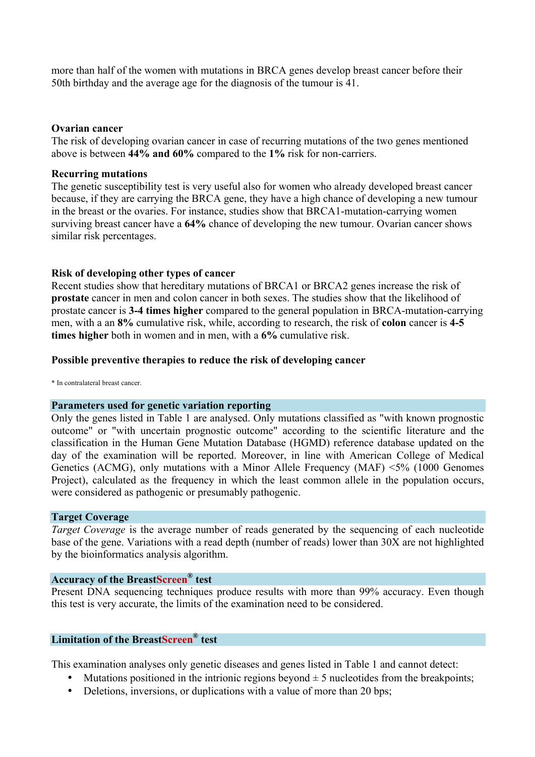more than half of the women with mutations in BRCA genes develop breast cancer before their 50th birthday and the average age for the diagnosis of the tumour is 41.

**Ovarian cancer**
The risk of developing ovarian cancer in case of recurring mutations of the two genes mentioned above is between **44% and 60%** compared to the **1%** risk for non-carriers.

**Recurring mutations**
The genetic susceptibility test is very useful also for women who already developed breast cancer because, if they are carrying the BRCA gene, they have a high chance of developing a new tumour in the breast or the ovaries. For instance, studies show that BRCA1-mutation-carrying women surviving breast cancer have a **64%** chance of developing the new tumour. Ovarian cancer shows similar risk percentages.

**Risk of developing other types of cancer**
Recent studies show that hereditary mutations of BRCA1 or BRCA2 genes increase the risk of **prostate** cancer in men and colon cancer in both sexes. The studies show that the likelihood of prostate cancer is **3-4 times higher** compared to the general population in BRCA-mutation-carrying men, with a an **8%** cumulative risk, while, according to research, the risk of **colon** cancer is **4-5 times higher** both in women and in men, with a **6%** cumulative risk.

**Possible preventive therapies to reduce the risk of developing cancer**

* In contralateral breast cancer.

## Parameters used for genetic variation reporting

Only the genes listed in Table 1 are analysed. Only mutations classified as "with known prognostic outcome" or "with uncertain prognostic outcome" according to the scientific literature and the classification in the Human Gene Mutation Database (HGMD) reference database updated on the day of the examination will be reported. Moreover, in line with American College of Medical Genetics (ACMG), only mutations with a Minor Allele Frequency (MAF) <5% (1000 Genomes Project), calculated as the frequency in which the least common allele in the population occurs, were considered as pathogenic or presumably pathogenic.

## Target Coverage

*Target Coverage* is the average number of reads generated by the sequencing of each nucleotide base of the gene. Variations with a read depth (number of reads) lower than 30X are not highlighted by the bioinformatics analysis algorithm.

## Accuracy of the BreastScreen® test

Present DNA sequencing techniques produce results with more than 99% accuracy. Even though this test is very accurate, the limits of the examination need to be considered.

## Limitation of the BreastScreen® test

This examination analyses only genetic diseases and genes listed in Table 1 and cannot detect:

- Mutations positioned in the intrionic regions beyond ± 5 nucleotides from the breakpoints;
- Deletions, inversions, or duplications with a value of more than 20 bps;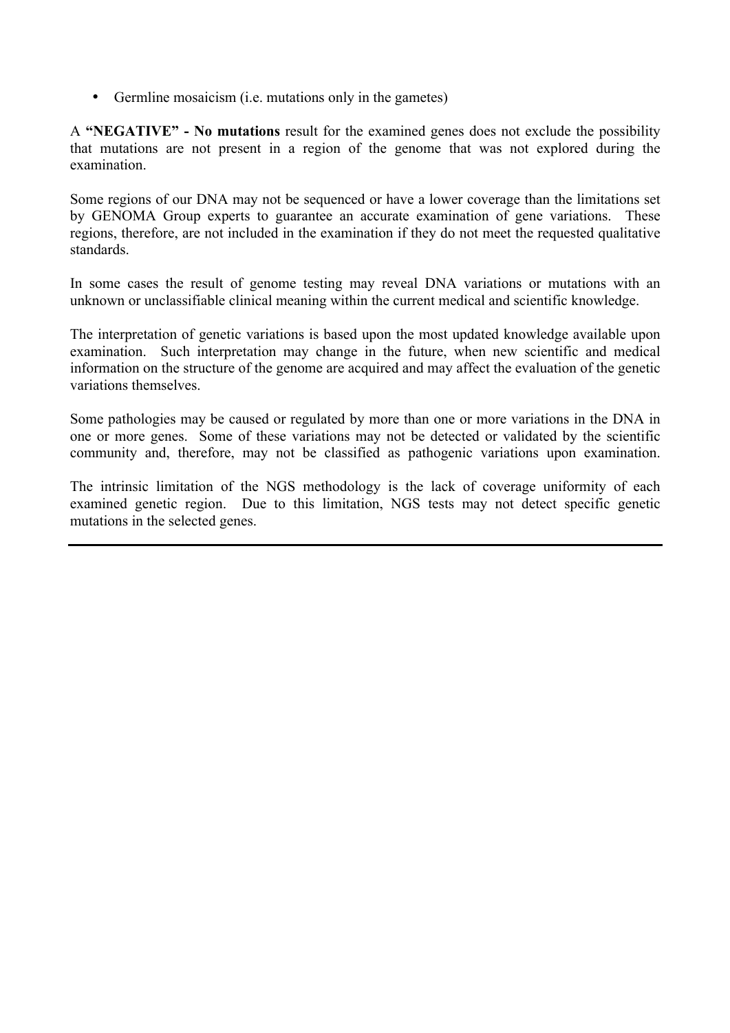- Germline mosaicism (i.e. mutations only in the gametes)

A **"NEGATIVE" - No mutations** result for the examined genes does not exclude the possibility that mutations are not present in a region of the genome that was not explored during the examination.

Some regions of our DNA may not be sequenced or have a lower coverage than the limitations set by GENOMA Group experts to guarantee an accurate examination of gene variations. These regions, therefore, are not included in the examination if they do not meet the requested qualitative standards.

In some cases the result of genome testing may reveal DNA variations or mutations with an unknown or unclassifiable clinical meaning within the current medical and scientific knowledge.

The interpretation of genetic variations is based upon the most updated knowledge available upon examination. Such interpretation may change in the future, when new scientific and medical information on the structure of the genome are acquired and may affect the evaluation of the genetic variations themselves.

Some pathologies may be caused or regulated by more than one or more variations in the DNA in one or more genes. Some of these variations may not be detected or validated by the scientific community and, therefore, may not be classified as pathogenic variations upon examination.

The intrinsic limitation of the NGS methodology is the lack of coverage uniformity of each examined genetic region. Due to this limitation, NGS tests may not detect specific genetic mutations in the selected genes.